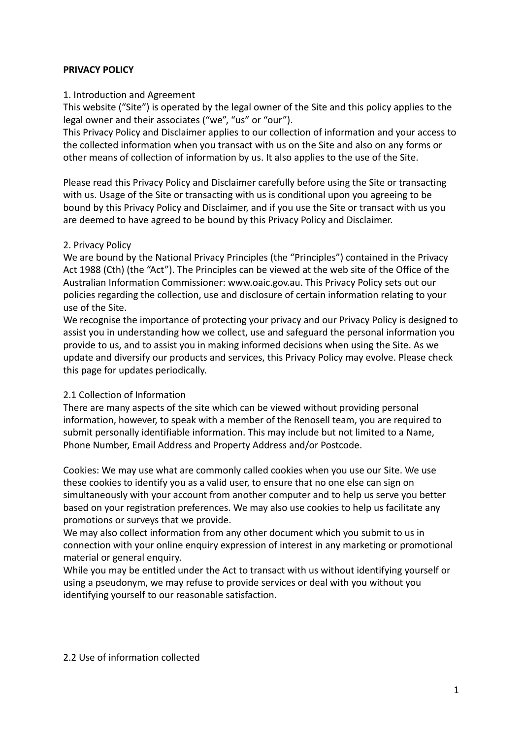**PRIVACY POLICY**

1. Introduction and Agreement

This website ("Site") is operated by the legal owner of the Site and this policy applies to the legal owner and their associates ("we", "us" or "our").

This Privacy Policy and Disclaimer applies to our collection of information and your access to the collected information when you transact with us on the Site and also on any forms or other means of collection of information by us. It also applies to the use of the Site.

Please read this Privacy Policy and Disclaimer carefully before using the Site or transacting with us. Usage of the Site or transacting with us is conditional upon you agreeing to be bound by this Privacy Policy and Disclaimer, and if you use the Site or transact with us you are deemed to have agreed to be bound by this Privacy Policy and Disclaimer.

2. Privacy Policy

We are bound by the National Privacy Principles (the "Principles") contained in the Privacy Act 1988 (Cth) (the "Act"). The Principles can be viewed at the web site of the Office of the Australian Information Commissioner: www.oaic.gov.au. This Privacy Policy sets out our policies regarding the collection, use and disclosure of certain information relating to your use of the Site.

We recognise the importance of protecting your privacy and our Privacy Policy is designed to assist you in understanding how we collect, use and safeguard the personal information you provide to us, and to assist you in making informed decisions when using the Site. As we update and diversify our products and services, this Privacy Policy may evolve. Please check this page for updates periodically.

2.1 Collection of Information

There are many aspects of the site which can be viewed without providing personal information, however, to speak with a member of the Renosell team, you are required to submit personally identifiable information. This may include but not limited to a Name, Phone Number, Email Address and Property Address and/or Postcode.

Cookies: We may use what are commonly called cookies when you use our Site. We use these cookies to identify you as a valid user, to ensure that no one else can sign on simultaneously with your account from another computer and to help us serve you better based on your registration preferences. We may also use cookies to help us facilitate any promotions or surveys that we provide.

We may also collect information from any other document which you submit to us in connection with your online enquiry expression of interest in any marketing or promotional material or general enquiry.

While you may be entitled under the Act to transact with us without identifying yourself or using a pseudonym, we may refuse to provide services or deal with you without you identifying yourself to our reasonable satisfaction.

2.2 Use of information collected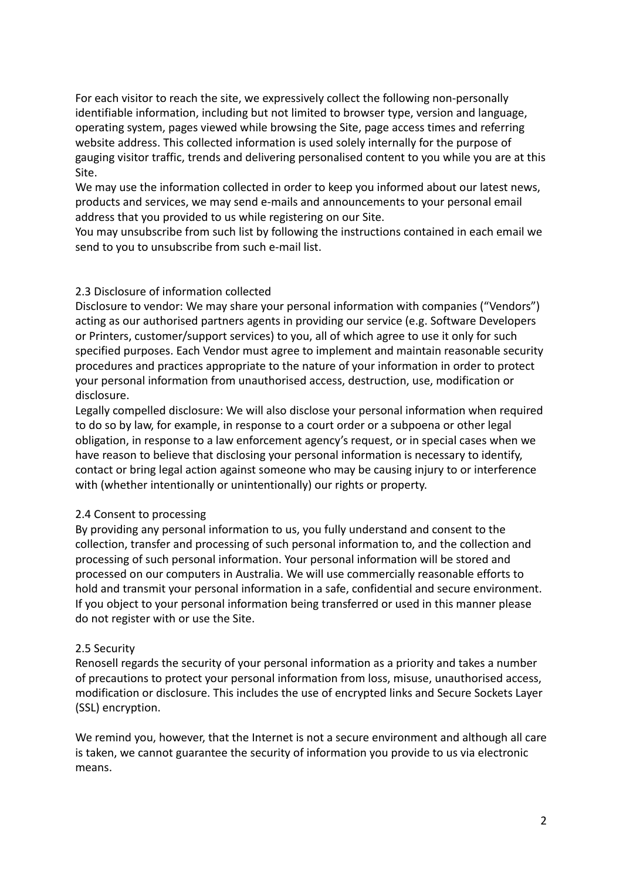For each visitor to reach the site, we expressively collect the following non-personally identifiable information, including but not limited to browser type, version and language, operating system, pages viewed while browsing the Site, page access times and referring website address. This collected information is used solely internally for the purpose of gauging visitor traffic, trends and delivering personalised content to you while you are at this Site.

We may use the information collected in order to keep you informed about our latest news, products and services, we may send e-mails and announcements to your personal email address that you provided to us while registering on our Site.

You may unsubscribe from such list by following the instructions contained in each email we send to you to unsubscribe from such e-mail list.

### 2.3 Disclosure of information collected

Disclosure to vendor: We may share your personal information with companies (“Vendors”) acting as our authorised partners agents in providing our service (e.g. Software Developers or Printers, customer/support services) to you, all of which agree to use it only for such specified purposes. Each Vendor must agree to implement and maintain reasonable security procedures and practices appropriate to the nature of your information in order to protect your personal information from unauthorised access, destruction, use, modification or disclosure.

Legally compelled disclosure: We will also disclose your personal information when required to do so by law, for example, in response to a court order or a subpoena or other legal obligation, in response to a law enforcement agency’s request, or in special cases when we have reason to believe that disclosing your personal information is necessary to identify, contact or bring legal action against someone who may be causing injury to or interference with (whether intentionally or unintentionally) our rights or property.

### 2.4 Consent to processing

By providing any personal information to us, you fully understand and consent to the collection, transfer and processing of such personal information to, and the collection and processing of such personal information. Your personal information will be stored and processed on our computers in Australia. We will use commercially reasonable efforts to hold and transmit your personal information in a safe, confidential and secure environment. If you object to your personal information being transferred or used in this manner please do not register with or use the Site.

### 2.5 Security

Renosell regards the security of your personal information as a priority and takes a number of precautions to protect your personal information from loss, misuse, unauthorised access, modification or disclosure. This includes the use of encrypted links and Secure Sockets Layer (SSL) encryption.

We remind you, however, that the Internet is not a secure environment and although all care is taken, we cannot guarantee the security of information you provide to us via electronic means.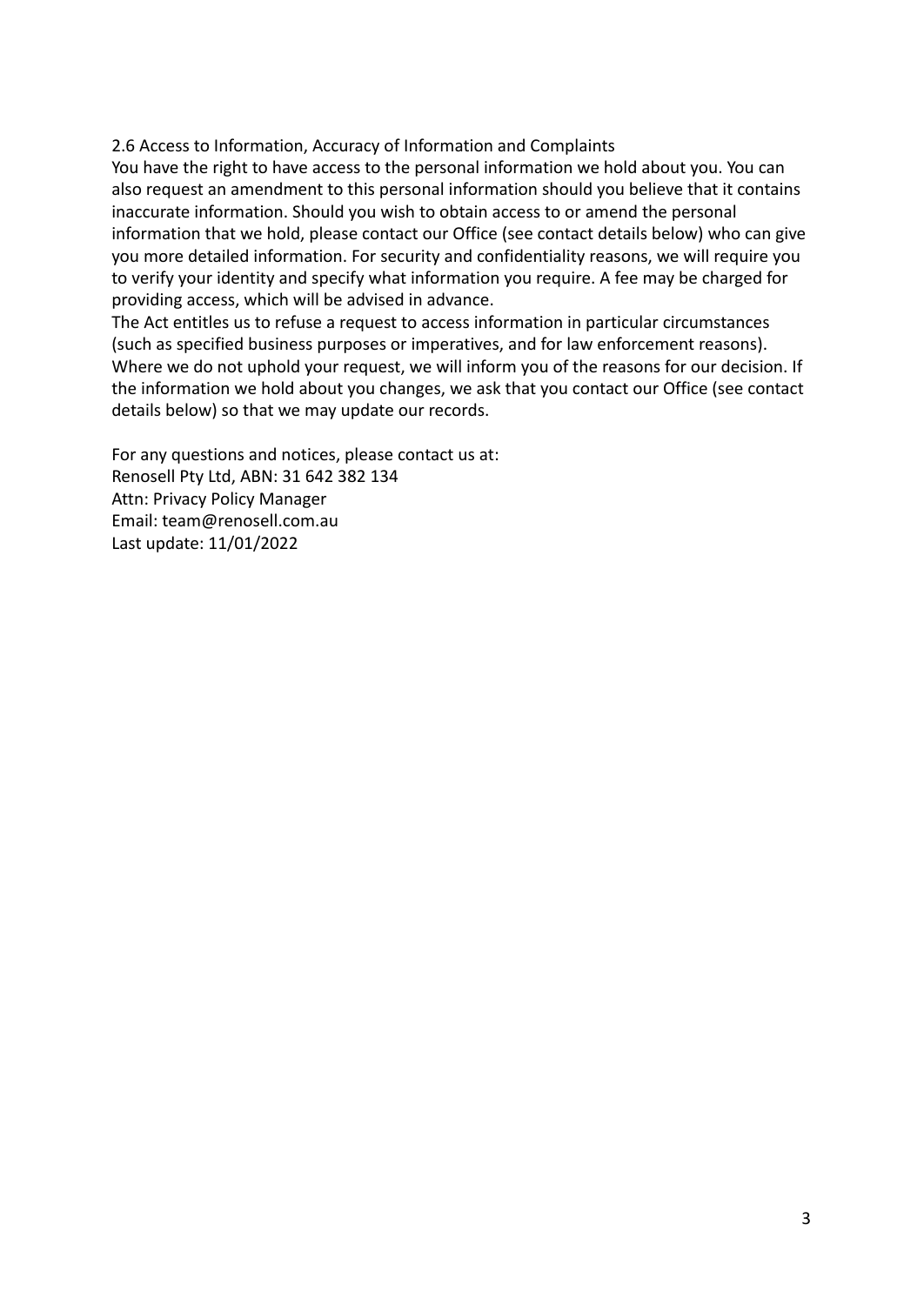## 2.6 Access to Information, Accuracy of Information and Complaints

You have the right to have access to the personal information we hold about you. You can also request an amendment to this personal information should you believe that it contains inaccurate information. Should you wish to obtain access to or amend the personal information that we hold, please contact our Office (see contact details below) who can give you more detailed information. For security and confidentiality reasons, we will require you to verify your identity and specify what information you require. A fee may be charged for providing access, which will be advised in advance.

The Act entitles us to refuse a request to access information in particular circumstances (such as specified business purposes or imperatives, and for law enforcement reasons). Where we do not uphold your request, we will inform you of the reasons for our decision. If the information we hold about you changes, we ask that you contact our Office (see contact details below) so that we may update our records.

For any questions and notices, please contact us at:
Renosell Pty Ltd, ABN: 31 642 382 134
Attn: Privacy Policy Manager
Email: team@renosell.com.au
Last update: 11/01/2022